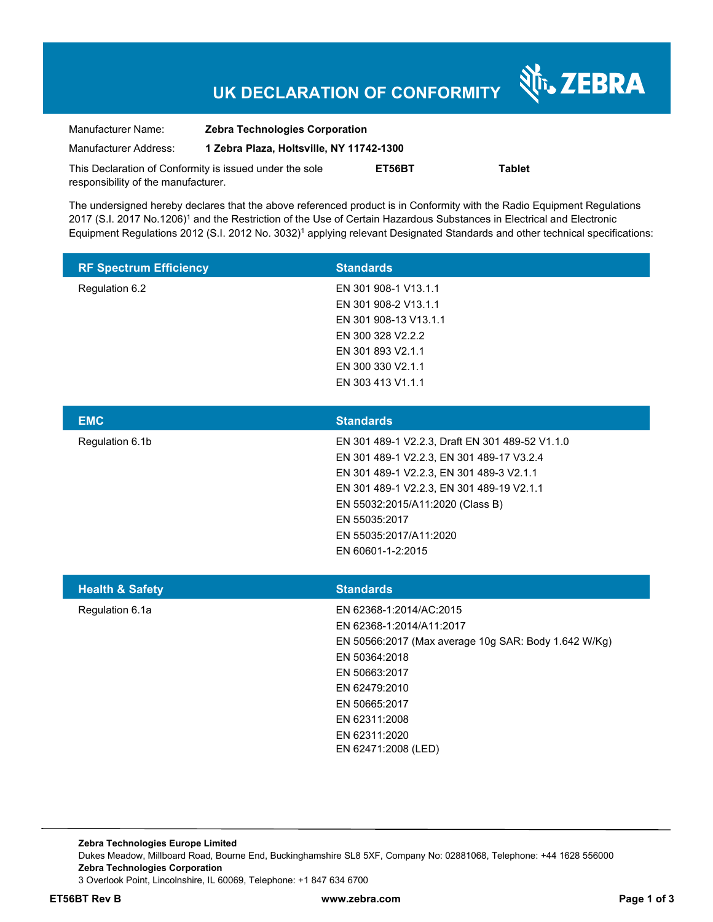# UK DECLARATION OF CONFORMITY

ZEBRA

| | |
|---|---|
| Manufacturer Name: | **Zebra Technologies Corporation** |
| Manufacturer Address: | **1 Zebra Plaza, Holtsville, NY 11742-1300** |

This Declaration of Conformity is issued under the sole responsibility of the manufacturer. **ET56BT** **Tablet**

The undersigned hereby declares that the above referenced product is in Conformity with the Radio Equipment Regulations 2017 (S.I. 2017 No.1206)[1] and the Restriction of the Use of Certain Hazardous Substances in Electrical and Electronic Equipment Regulations 2012 (S.I. 2012 No. 3032)[1] applying relevant Designated Standards and other technical specifications:

| RF Spectrum Efficiency | Standards |
|---|---|
| Regulation 6.2 | EN 301 908-1 V13.1.1<br>EN 301 908-2 V13.1.1<br>EN 301 908-13 V13.1.1<br>EN 300 328 V2.2.2<br>EN 301 893 V2.1.1<br>EN 300 330 V2.1.1<br>EN 303 413 V1.1.1 |

| EMC | Standards |
|---|---|
| Regulation 6.1b | EN 301 489-1 V2.2.3, Draft EN 301 489-52 V1.1.0<br>EN 301 489-1 V2.2.3, EN 301 489-17 V3.2.4<br>EN 301 489-1 V2.2.3, EN 301 489-3 V2.1.1<br>EN 301 489-1 V2.2.3, EN 301 489-19 V2.1.1<br>EN 55032:2015/A11:2020 (Class B)<br>EN 55035:2017<br>EN 55035:2017/A11:2020<br>EN 60601-1-2:2015 |

| Health & Safety | Standards |
|---|---|
| Regulation 6.1a | EN 62368-1:2014/AC:2015<br>EN 62368-1:2014/A11:2017<br>EN 50566:2017 (Max average 10g SAR: Body 1.642 W/Kg)<br>EN 50364:2018<br>EN 50663:2017<br>EN 62479:2010<br>EN 50665:2017<br>EN 62311:2008<br>EN 62311:2020<br>EN 62471:2008 (LED) |

**Zebra Technologies Europe Limited**
Dukes Meadow, Millboard Road, Bourne End, Buckinghamshire SL8 5XF, Company No: 02881068, Telephone: +44 1628 556000
**Zebra Technologies Corporation**
3 Overlook Point, Lincolnshire, IL 60069, Telephone: +1 847 634 6700

**ET56BT Rev B** **www.zebra.com**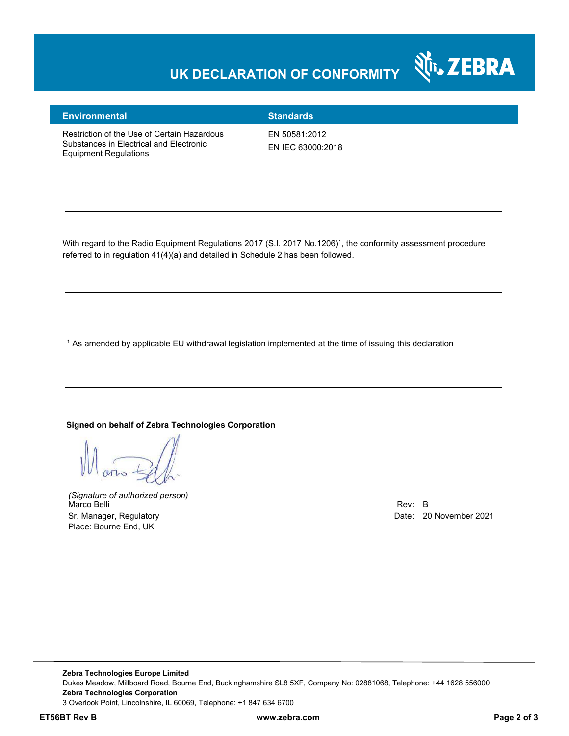# UK DECLARATION OF CONFORMITY

| Environmental | Standards |
| --- | --- |
| Restriction of the Use of Certain Hazardous Substances in Electrical and Electronic Equipment Regulations | EN 50581:2012<br>EN IEC 63000:2018 |

---

With regard to the Radio Equipment Regulations 2017 (S.I. 2017 No.1206)[1], the conformity assessment procedure referred to in regulation 41(4)(a) and detailed in Schedule 2 has been followed.

---

[1] As amended by applicable EU withdrawal legislation implemented at the time of issuing this declaration

---

**Signed on behalf of Zebra Technologies Corporation**

*(Signature of authorized person)*
Marco Belli
Sr. Manager, Regulatory
Place: Bourne End, UK

Rev: B
Date: 20 November 2021

**Zebra Technologies Europe Limited**
Dukes Meadow, Millboard Road, Bourne End, Buckinghamshire SL8 5XF, Company No: 02881068, Telephone: +44 1628 556000
**Zebra Technologies Corporation**
3 Overlook Point, Lincolnshire, IL 60069, Telephone: +1 847 634 6700

**ET56BT Rev B** **www.zebra.com**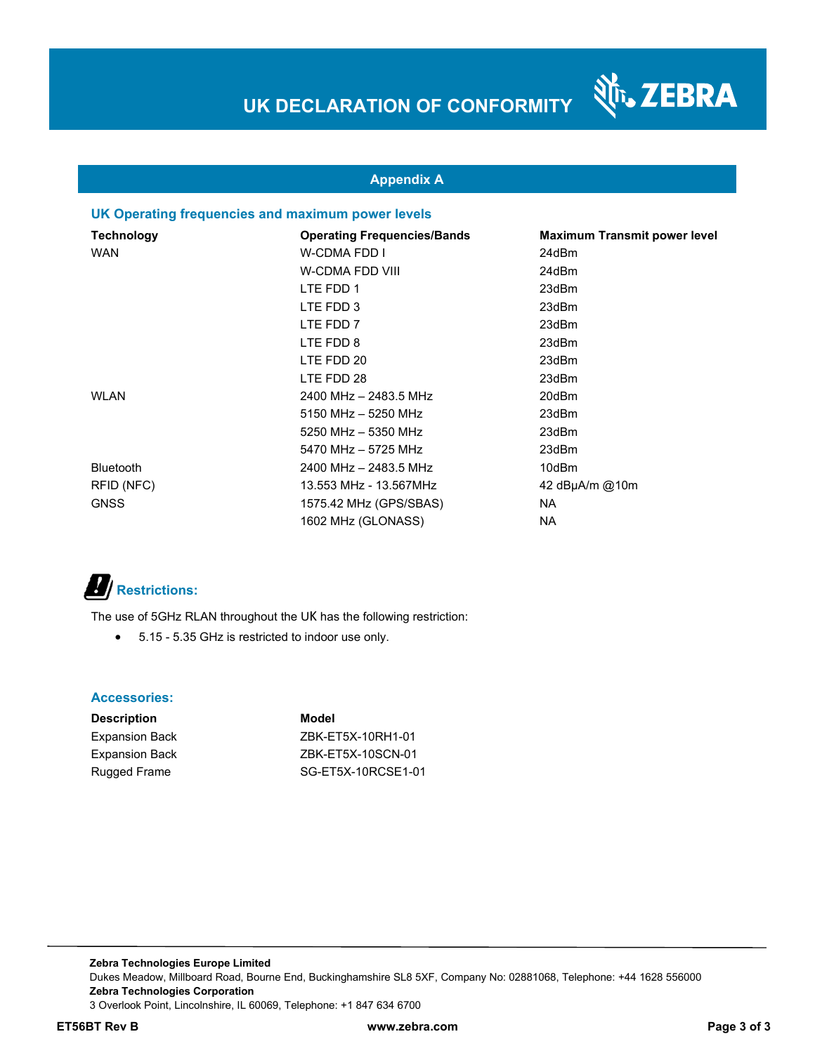# UK DECLARATION OF CONFORMITY

## Appendix A

### UK Operating frequencies and maximum power levels

| Technology | Operating Frequencies/Bands | Maximum Transmit power level |
|---|---|---|
| WAN | W-CDMA FDD I | 24dBm |
| | W-CDMA FDD VIII | 24dBm |
| | LTE FDD 1 | 23dBm |
| | LTE FDD 3 | 23dBm |
| | LTE FDD 7 | 23dBm |
| | LTE FDD 8 | 23dBm |
| | LTE FDD 20 | 23dBm |
| | LTE FDD 28 | 23dBm |
| WLAN | 2400 MHz – 2483.5 MHz | 20dBm |
| | 5150 MHz – 5250 MHz | 23dBm |
| | 5250 MHz – 5350 MHz | 23dBm |
| | 5470 MHz – 5725 MHz | 23dBm |
| Bluetooth | 2400 MHz – 2483.5 MHz | 10dBm |
| RFID (NFC) | 13.553 MHz - 13.567MHz | 42 dBμA/m @10m |
| GNSS | 1575.42 MHz (GPS/SBAS) | NA |
| | 1602 MHz (GLONASS) | NA |

### Restrictions:

The use of 5GHz RLAN throughout the UK has the following restriction:

- 5.15 - 5.35 GHz is restricted to indoor use only.

### Accessories:

| Description | Model |
|---|---|
| Expansion Back | ZBK-ET5X-10RH1-01 |
| Expansion Back | ZBK-ET5X-10SCN-01 |
| Rugged Frame | SG-ET5X-10RCSE1-01 |

**Zebra Technologies Europe Limited**
Dukes Meadow, Millboard Road, Bourne End, Buckinghamshire SL8 5XF, Company No: 02881068, Telephone: +44 1628 556000
**Zebra Technologies Corporation**
3 Overlook Point, Lincolnshire, IL 60069, Telephone: +1 847 634 6700

**ET56BT Rev B** **www.zebra.com**